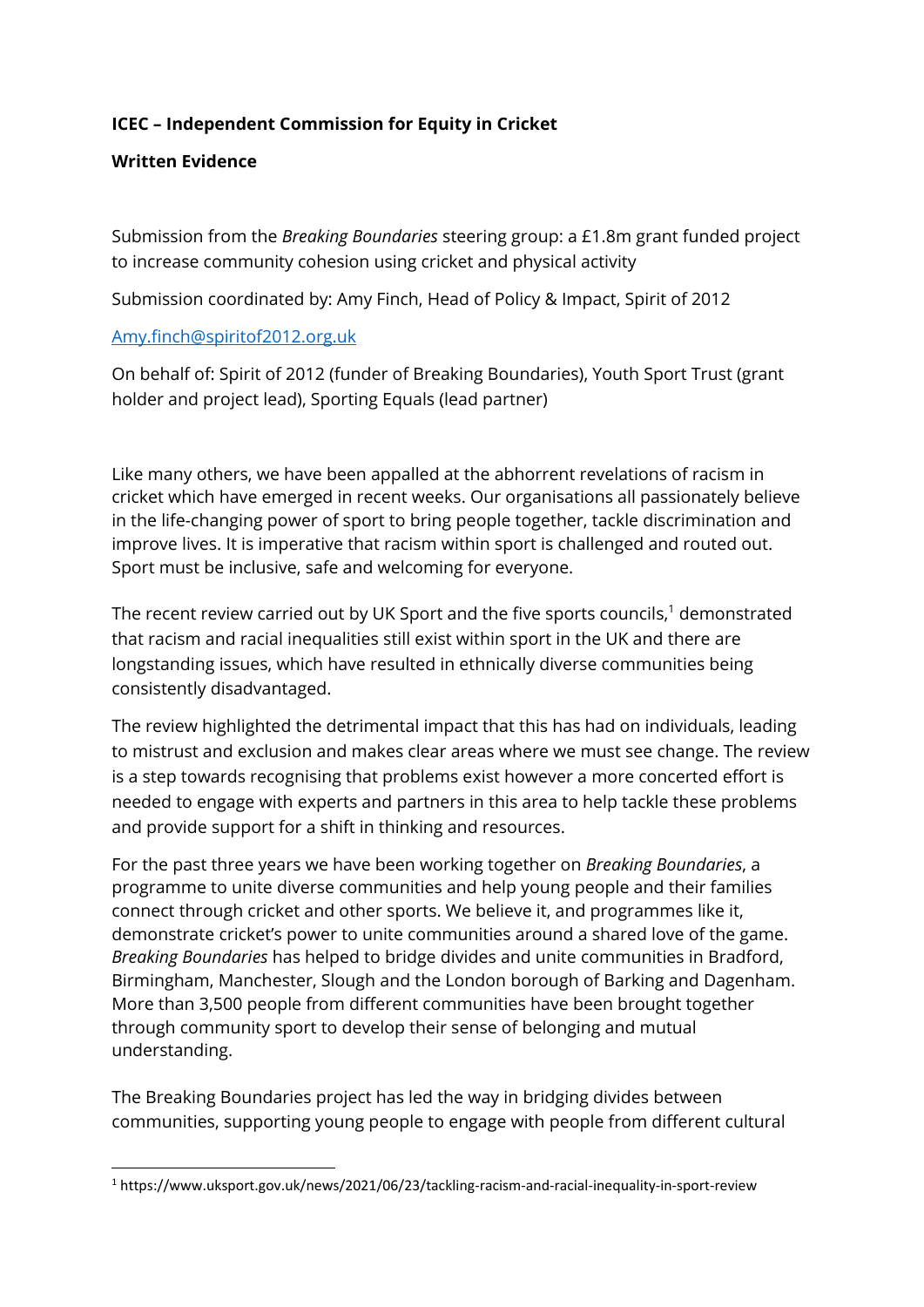**ICEC – Independent Commission for Equity in Cricket**

**Written Evidence**

Submission from the *Breaking Boundaries* steering group: a £1.8m grant funded project to increase community cohesion using cricket and physical activity

Submission coordinated by: Amy Finch, Head of Policy & Impact, Spirit of 2012

[Amy.finch@spiritof2012.org.uk](mailto:Amy.finch@spiritof2012.org.uk)

On behalf of: Spirit of 2012 (funder of Breaking Boundaries), Youth Sport Trust (grant holder and project lead), Sporting Equals (lead partner)

Like many others, we have been appalled at the abhorrent revelations of racism in cricket which have emerged in recent weeks. Our organisations all passionately believe in the life-changing power of sport to bring people together, tackle discrimination and improve lives. It is imperative that racism within sport is challenged and routed out. Sport must be inclusive, safe and welcoming for everyone.

The recent review carried out by UK Sport and the five sports councils,[1] demonstrated that racism and racial inequalities still exist within sport in the UK and there are longstanding issues, which have resulted in ethnically diverse communities being consistently disadvantaged.

The review highlighted the detrimental impact that this has had on individuals, leading to mistrust and exclusion and makes clear areas where we must see change. The review is a step towards recognising that problems exist however a more concerted effort is needed to engage with experts and partners in this area to help tackle these problems and provide support for a shift in thinking and resources.

For the past three years we have been working together on *Breaking Boundaries*, a programme to unite diverse communities and help young people and their families connect through cricket and other sports. We believe it, and programmes like it, demonstrate cricket's power to unite communities around a shared love of the game. *Breaking Boundaries* has helped to bridge divides and unite communities in Bradford, Birmingham, Manchester, Slough and the London borough of Barking and Dagenham. More than 3,500 people from different communities have been brought together through community sport to develop their sense of belonging and mutual understanding.

The Breaking Boundaries project has led the way in bridging divides between communities, supporting young people to engage with people from different cultural

[1] https://www.uksport.gov.uk/news/2021/06/23/tackling-racism-and-racial-inequality-in-sport-review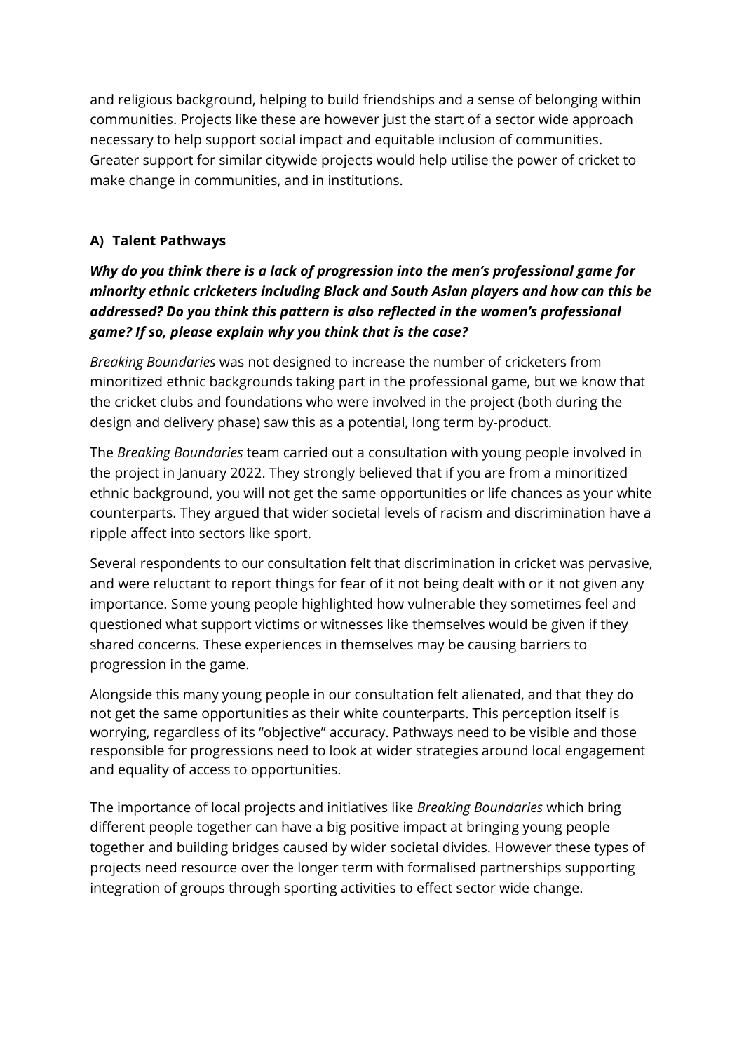and religious background, helping to build friendships and a sense of belonging within communities. Projects like these are however just the start of a sector wide approach necessary to help support social impact and equitable inclusion of communities. Greater support for similar citywide projects would help utilise the power of cricket to make change in communities, and in institutions.

### A) Talent Pathways

***Why do you think there is a lack of progression into the men's professional game for minority ethnic cricketers including Black and South Asian players and how can this be addressed? Do you think this pattern is also reflected in the women's professional game? If so, please explain why you think that is the case?***

*Breaking Boundaries* was not designed to increase the number of cricketers from minoritized ethnic backgrounds taking part in the professional game, but we know that the cricket clubs and foundations who were involved in the project (both during the design and delivery phase) saw this as a potential, long term by-product.

The *Breaking Boundaries* team carried out a consultation with young people involved in the project in January 2022. They strongly believed that if you are from a minoritized ethnic background, you will not get the same opportunities or life chances as your white counterparts. They argued that wider societal levels of racism and discrimination have a ripple affect into sectors like sport.

Several respondents to our consultation felt that discrimination in cricket was pervasive, and were reluctant to report things for fear of it not being dealt with or it not given any importance. Some young people highlighted how vulnerable they sometimes feel and questioned what support victims or witnesses like themselves would be given if they shared concerns. These experiences in themselves may be causing barriers to progression in the game.

Alongside this many young people in our consultation felt alienated, and that they do not get the same opportunities as their white counterparts. This perception itself is worrying, regardless of its "objective" accuracy. Pathways need to be visible and those responsible for progressions need to look at wider strategies around local engagement and equality of access to opportunities.

The importance of local projects and initiatives like *Breaking Boundaries* which bring different people together can have a big positive impact at bringing young people together and building bridges caused by wider societal divides. However these types of projects need resource over the longer term with formalised partnerships supporting integration of groups through sporting activities to effect sector wide change.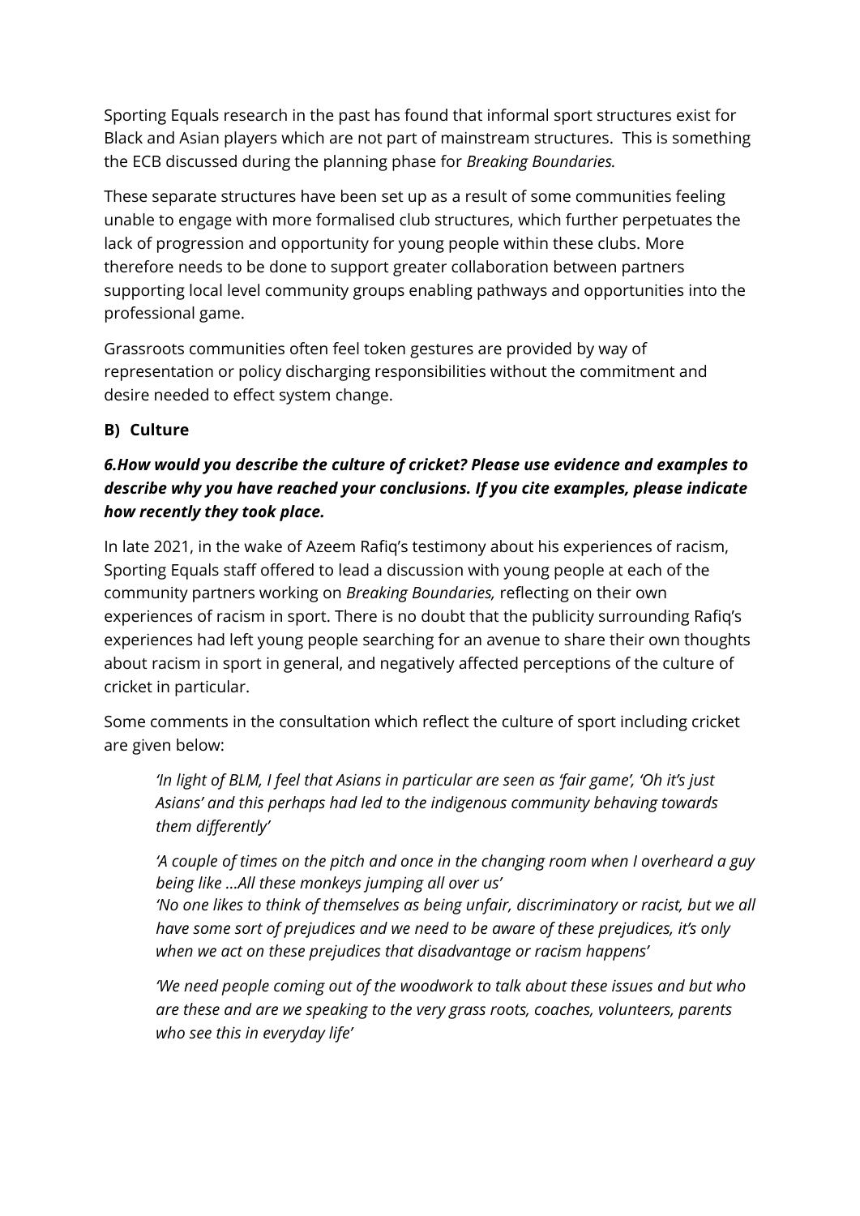Sporting Equals research in the past has found that informal sport structures exist for Black and Asian players which are not part of mainstream structures. This is something the ECB discussed during the planning phase for *Breaking Boundaries.*

These separate structures have been set up as a result of some communities feeling unable to engage with more formalised club structures, which further perpetuates the lack of progression and opportunity for young people within these clubs. More therefore needs to be done to support greater collaboration between partners supporting local level community groups enabling pathways and opportunities into the professional game.

Grassroots communities often feel token gestures are provided by way of representation or policy discharging responsibilities without the commitment and desire needed to effect system change.

**B) Culture**

***6.How would you describe the culture of cricket? Please use evidence and examples to describe why you have reached your conclusions. If you cite examples, please indicate how recently they took place.***

In late 2021, in the wake of Azeem Rafiq's testimony about his experiences of racism, Sporting Equals staff offered to lead a discussion with young people at each of the community partners working on *Breaking Boundaries,* reflecting on their own experiences of racism in sport. There is no doubt that the publicity surrounding Rafiq's experiences had left young people searching for an avenue to share their own thoughts about racism in sport in general, and negatively affected perceptions of the culture of cricket in particular.

Some comments in the consultation which reflect the culture of sport including cricket are given below:

> *'In light of BLM, I feel that Asians in particular are seen as 'fair game', 'Oh it's just Asians' and this perhaps had led to the indigenous community behaving towards them differently'*
>
> *'A couple of times on the pitch and once in the changing room when I overheard a guy being like …All these monkeys jumping all over us'*
> *'No one likes to think of themselves as being unfair, discriminatory or racist, but we all have some sort of prejudices and we need to be aware of these prejudices, it's only when we act on these prejudices that disadvantage or racism happens'*
>
> *'We need people coming out of the woodwork to talk about these issues and but who are these and are we speaking to the very grass roots, coaches, volunteers, parents who see this in everyday life'*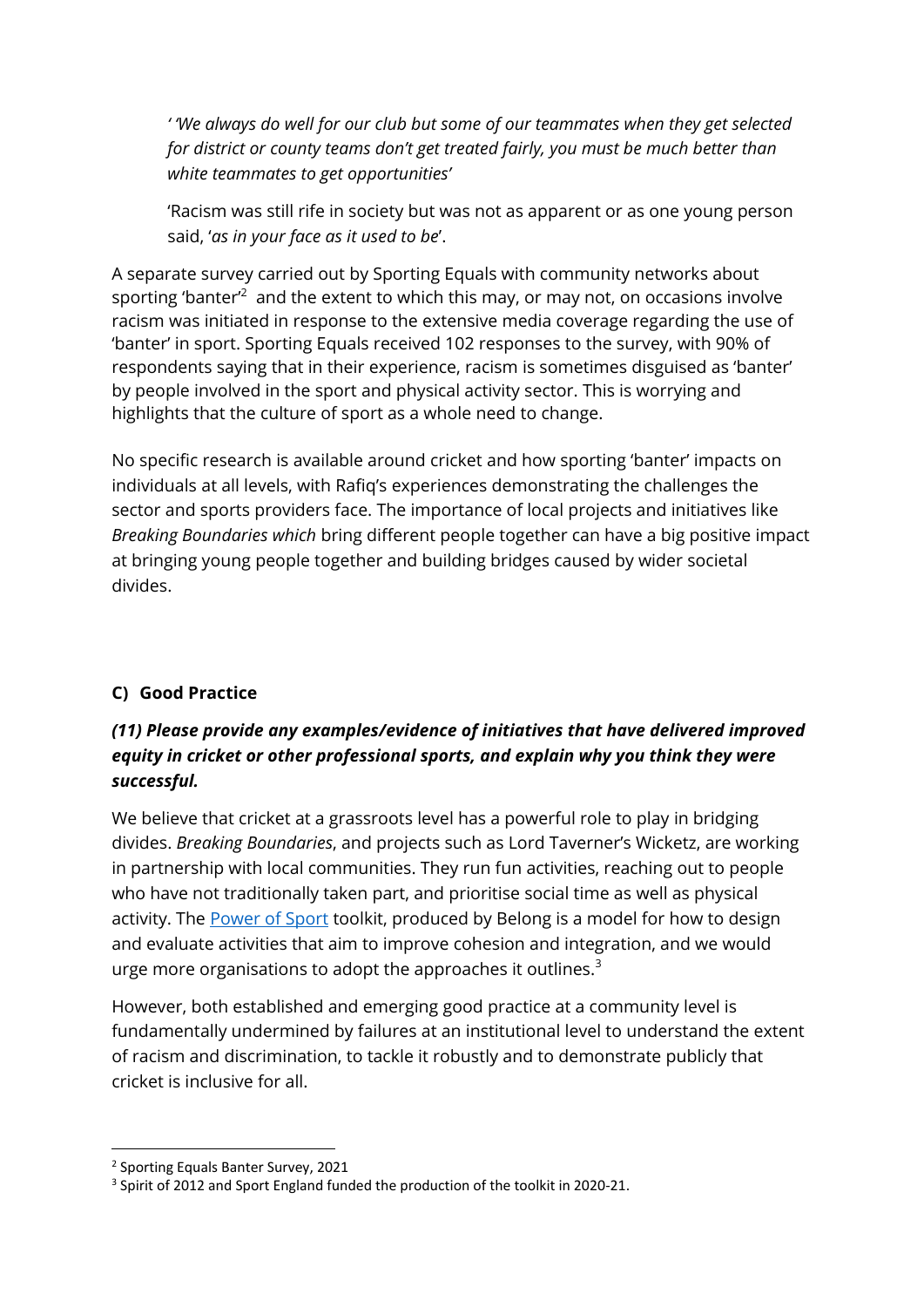> *' 'We always do well for our club but some of our teammates when they get selected for district or county teams don't get treated fairly, you must be much better than white teammates to get opportunities'*
>
> 'Racism was still rife in society but was not as apparent or as one young person said, '*as in your face as it used to be*'.

A separate survey carried out by Sporting Equals with community networks about sporting 'banter'[2] and the extent to which this may, or may not, on occasions involve racism was initiated in response to the extensive media coverage regarding the use of 'banter' in sport. Sporting Equals received 102 responses to the survey, with 90% of respondents saying that in their experience, racism is sometimes disguised as 'banter' by people involved in the sport and physical activity sector. This is worrying and highlights that the culture of sport as a whole need to change.

No specific research is available around cricket and how sporting 'banter' impacts on individuals at all levels, with Rafiq's experiences demonstrating the challenges the sector and sports providers face. The importance of local projects and initiatives like *Breaking Boundaries which* bring different people together can have a big positive impact at bringing young people together and building bridges caused by wider societal divides.

### C) Good Practice

#### *(11) Please provide any examples/evidence of initiatives that have delivered improved equity in cricket or other professional sports, and explain why you think they were successful.*

We believe that cricket at a grassroots level has a powerful role to play in bridging divides. *Breaking Boundaries*, and projects such as Lord Taverner's Wicketz, are working in partnership with local communities. They run fun activities, reaching out to people who have not traditionally taken part, and prioritise social time as well as physical activity. The [Power of Sport](#) toolkit, produced by Belong is a model for how to design and evaluate activities that aim to improve cohesion and integration, and we would urge more organisations to adopt the approaches it outlines.[3]

However, both established and emerging good practice at a community level is fundamentally undermined by failures at an institutional level to understand the extent of racism and discrimination, to tackle it robustly and to demonstrate publicly that cricket is inclusive for all.

---

[2] Sporting Equals Banter Survey, 2021

[3] Spirit of 2012 and Sport England funded the production of the toolkit in 2020-21.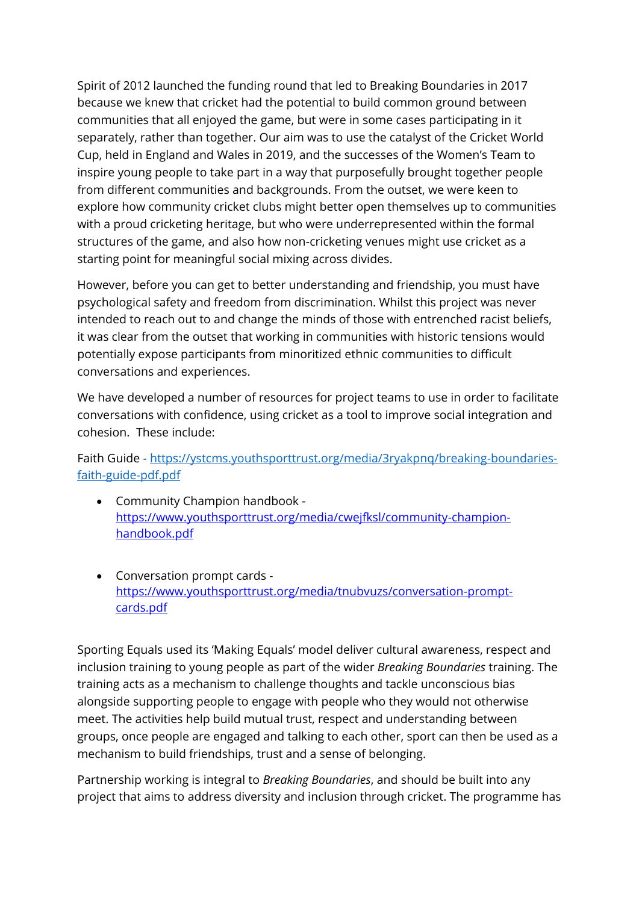Spirit of 2012 launched the funding round that led to Breaking Boundaries in 2017 because we knew that cricket had the potential to build common ground between communities that all enjoyed the game, but were in some cases participating in it separately, rather than together. Our aim was to use the catalyst of the Cricket World Cup, held in England and Wales in 2019, and the successes of the Women's Team to inspire young people to take part in a way that purposefully brought together people from different communities and backgrounds. From the outset, we were keen to explore how community cricket clubs might better open themselves up to communities with a proud cricketing heritage, but who were underrepresented within the formal structures of the game, and also how non-cricketing venues might use cricket as a starting point for meaningful social mixing across divides.

However, before you can get to better understanding and friendship, you must have psychological safety and freedom from discrimination. Whilst this project was never intended to reach out to and change the minds of those with entrenched racist beliefs, it was clear from the outset that working in communities with historic tensions would potentially expose participants from minoritized ethnic communities to difficult conversations and experiences.

We have developed a number of resources for project teams to use in order to facilitate conversations with confidence, using cricket as a tool to improve social integration and cohesion. These include:

Faith Guide - [https://ystcms.youthsporttrust.org/media/3ryakpnq/breaking-boundaries-faith-guide-pdf.pdf](https://ystcms.youthsporttrust.org/media/3ryakpnq/breaking-boundaries-faith-guide-pdf.pdf)

- Community Champion handbook - [https://www.youthsporttrust.org/media/cwejfksl/community-champion-handbook.pdf](https://www.youthsporttrust.org/media/cwejfksl/community-champion-handbook.pdf)
- Conversation prompt cards - [https://www.youthsporttrust.org/media/tnubvuzs/conversation-prompt-cards.pdf](https://www.youthsporttrust.org/media/tnubvuzs/conversation-prompt-cards.pdf)

Sporting Equals used its 'Making Equals' model deliver cultural awareness, respect and inclusion training to young people as part of the wider *Breaking Boundaries* training. The training acts as a mechanism to challenge thoughts and tackle unconscious bias alongside supporting people to engage with people who they would not otherwise meet. The activities help build mutual trust, respect and understanding between groups, once people are engaged and talking to each other, sport can then be used as a mechanism to build friendships, trust and a sense of belonging.

Partnership working is integral to *Breaking Boundaries*, and should be built into any project that aims to address diversity and inclusion through cricket. The programme has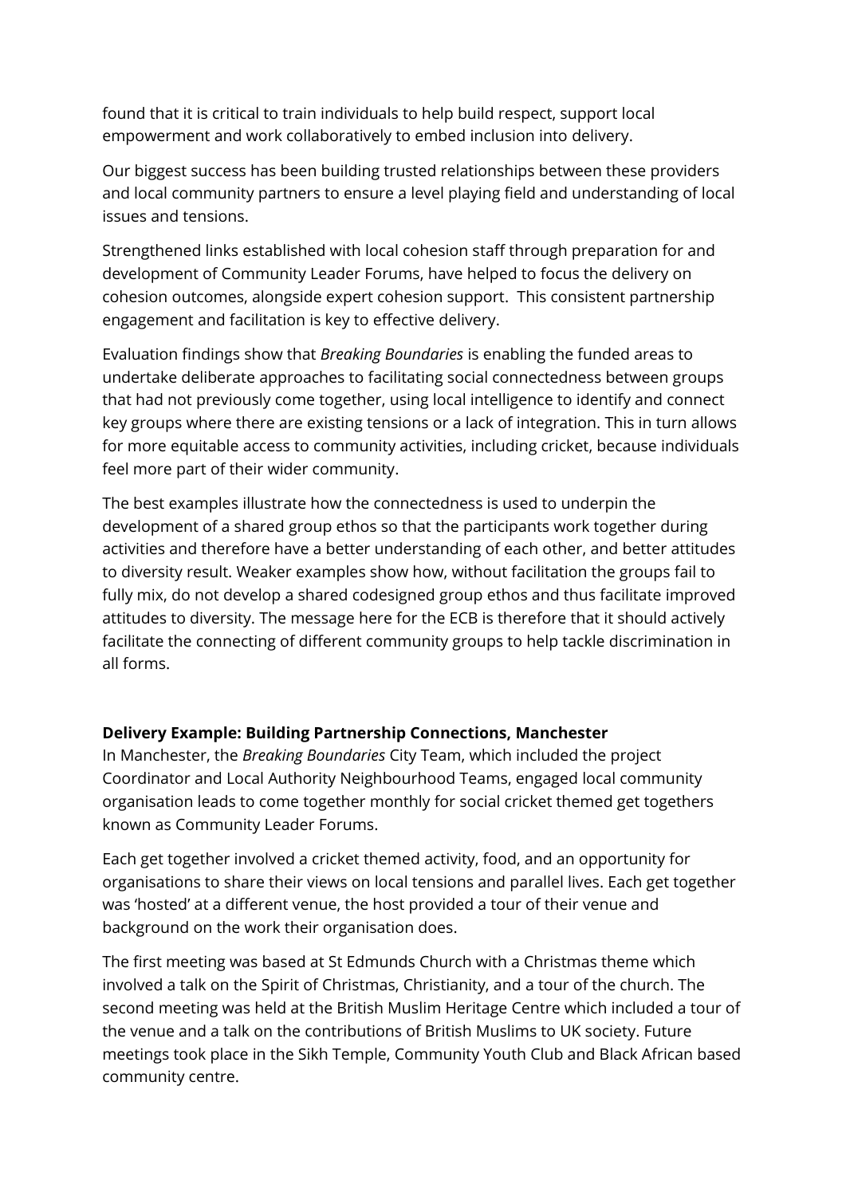found that it is critical to train individuals to help build respect, support local empowerment and work collaboratively to embed inclusion into delivery.

Our biggest success has been building trusted relationships between these providers and local community partners to ensure a level playing field and understanding of local issues and tensions.

Strengthened links established with local cohesion staff through preparation for and development of Community Leader Forums, have helped to focus the delivery on cohesion outcomes, alongside expert cohesion support. This consistent partnership engagement and facilitation is key to effective delivery.

Evaluation findings show that *Breaking Boundaries* is enabling the funded areas to undertake deliberate approaches to facilitating social connectedness between groups that had not previously come together, using local intelligence to identify and connect key groups where there are existing tensions or a lack of integration. This in turn allows for more equitable access to community activities, including cricket, because individuals feel more part of their wider community.

The best examples illustrate how the connectedness is used to underpin the development of a shared group ethos so that the participants work together during activities and therefore have a better understanding of each other, and better attitudes to diversity result. Weaker examples show how, without facilitation the groups fail to fully mix, do not develop a shared codesigned group ethos and thus facilitate improved attitudes to diversity. The message here for the ECB is therefore that it should actively facilitate the connecting of different community groups to help tackle discrimination in all forms.

**Delivery Example: Building Partnership Connections, Manchester**

In Manchester, the *Breaking Boundaries* City Team, which included the project Coordinator and Local Authority Neighbourhood Teams, engaged local community organisation leads to come together monthly for social cricket themed get togethers known as Community Leader Forums.

Each get together involved a cricket themed activity, food, and an opportunity for organisations to share their views on local tensions and parallel lives. Each get together was 'hosted' at a different venue, the host provided a tour of their venue and background on the work their organisation does.

The first meeting was based at St Edmunds Church with a Christmas theme which involved a talk on the Spirit of Christmas, Christianity, and a tour of the church. The second meeting was held at the British Muslim Heritage Centre which included a tour of the venue and a talk on the contributions of British Muslims to UK society. Future meetings took place in the Sikh Temple, Community Youth Club and Black African based community centre.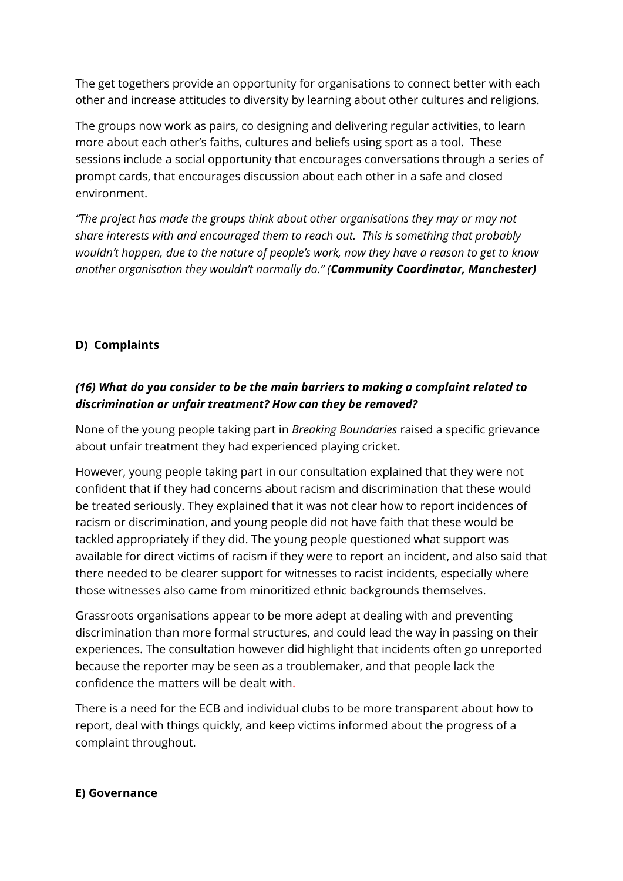The get togethers provide an opportunity for organisations to connect better with each other and increase attitudes to diversity by learning about other cultures and religions.

The groups now work as pairs, co designing and delivering regular activities, to learn more about each other's faiths, cultures and beliefs using sport as a tool. These sessions include a social opportunity that encourages conversations through a series of prompt cards, that encourages discussion about each other in a safe and closed environment.

*"The project has made the groups think about other organisations they may or may not share interests with and encouraged them to reach out. This is something that probably wouldn't happen, due to the nature of people's work, now they have a reason to get to know another organisation they wouldn't normally do." (**Community Coordinator, Manchester)***

## D) Complaints

### *(16) What do you consider to be the main barriers to making a complaint related to discrimination or unfair treatment? How can they be removed?*

None of the young people taking part in *Breaking Boundaries* raised a specific grievance about unfair treatment they had experienced playing cricket.

However, young people taking part in our consultation explained that they were not confident that if they had concerns about racism and discrimination that these would be treated seriously. They explained that it was not clear how to report incidences of racism or discrimination, and young people did not have faith that these would be tackled appropriately if they did. The young people questioned what support was available for direct victims of racism if they were to report an incident, and also said that there needed to be clearer support for witnesses to racist incidents, especially where those witnesses also came from minoritized ethnic backgrounds themselves.

Grassroots organisations appear to be more adept at dealing with and preventing discrimination than more formal structures, and could lead the way in passing on their experiences. The consultation however did highlight that incidents often go unreported because the reporter may be seen as a troublemaker, and that people lack the confidence the matters will be dealt with.

There is a need for the ECB and individual clubs to be more transparent about how to report, deal with things quickly, and keep victims informed about the progress of a complaint throughout.

## E) Governance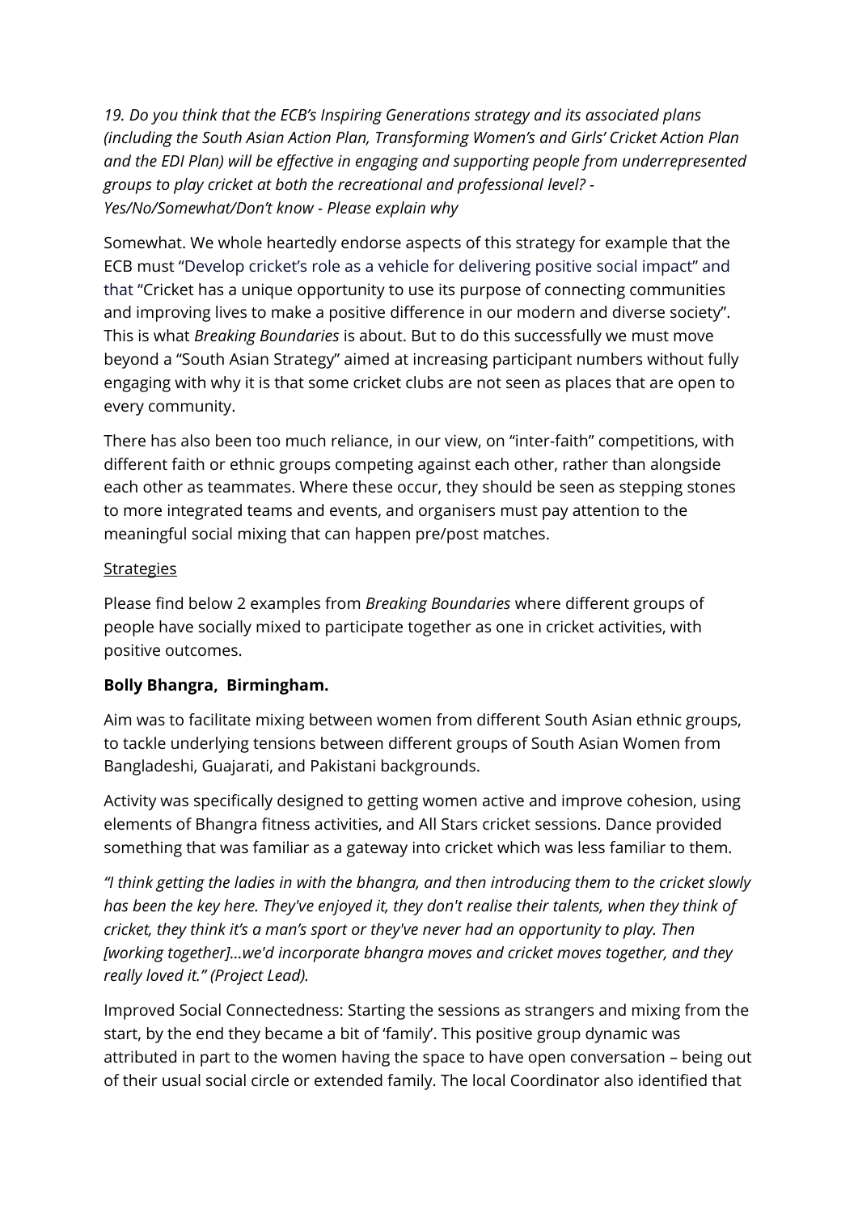*19. Do you think that the ECB's Inspiring Generations strategy and its associated plans (including the South Asian Action Plan, Transforming Women's and Girls' Cricket Action Plan and the EDI Plan) will be effective in engaging and supporting people from underrepresented groups to play cricket at both the recreational and professional level? - Yes/No/Somewhat/Don't know - Please explain why*

Somewhat. We whole heartedly endorse aspects of this strategy for example that the ECB must "Develop cricket's role as a vehicle for delivering positive social impact" and that "Cricket has a unique opportunity to use its purpose of connecting communities and improving lives to make a positive difference in our modern and diverse society". This is what *Breaking Boundaries* is about. But to do this successfully we must move beyond a "South Asian Strategy" aimed at increasing participant numbers without fully engaging with why it is that some cricket clubs are not seen as places that are open to every community.

There has also been too much reliance, in our view, on "inter-faith" competitions, with different faith or ethnic groups competing against each other, rather than alongside each other as teammates. Where these occur, they should be seen as stepping stones to more integrated teams and events, and organisers must pay attention to the meaningful social mixing that can happen pre/post matches.

<u>Strategies</u>

Please find below 2 examples from *Breaking Boundaries* where different groups of people have socially mixed to participate together as one in cricket activities, with positive outcomes.

**Bolly Bhangra, Birmingham.**

Aim was to facilitate mixing between women from different South Asian ethnic groups, to tackle underlying tensions between different groups of South Asian Women from Bangladeshi, Guajarati, and Pakistani backgrounds.

Activity was specifically designed to getting women active and improve cohesion, using elements of Bhangra fitness activities, and All Stars cricket sessions. Dance provided something that was familiar as a gateway into cricket which was less familiar to them.

*"I think getting the ladies in with the bhangra, and then introducing them to the cricket slowly has been the key here. They've enjoyed it, they don't realise their talents, when they think of cricket, they think it's a man's sport or they've never had an opportunity to play. Then [working together]...we'd incorporate bhangra moves and cricket moves together, and they really loved it." (Project Lead).*

Improved Social Connectedness: Starting the sessions as strangers and mixing from the start, by the end they became a bit of 'family'. This positive group dynamic was attributed in part to the women having the space to have open conversation – being out of their usual social circle or extended family. The local Coordinator also identified that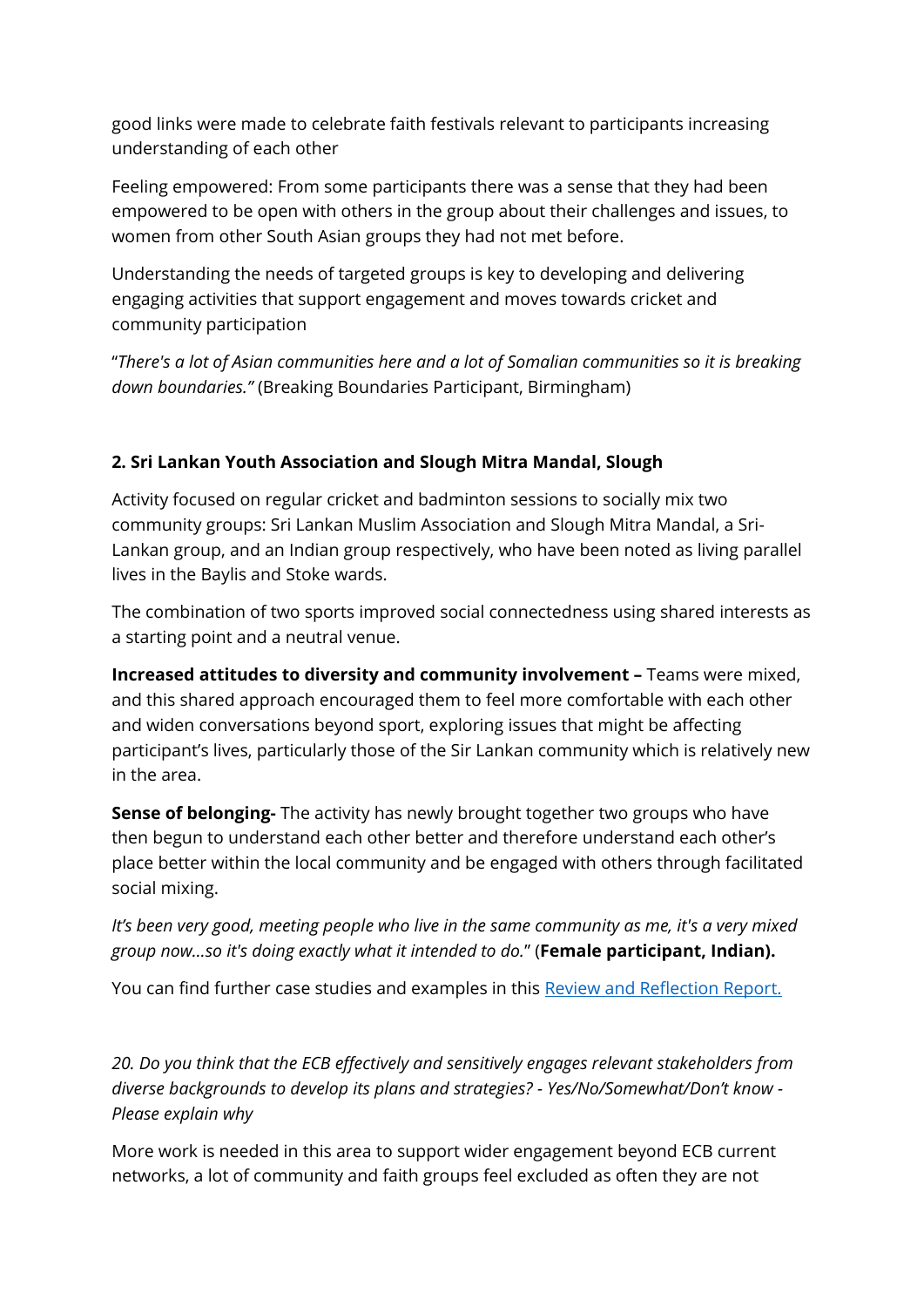good links were made to celebrate faith festivals relevant to participants increasing understanding of each other

Feeling empowered: From some participants there was a sense that they had been empowered to be open with others in the group about their challenges and issues, to women from other South Asian groups they had not met before.

Understanding the needs of targeted groups is key to developing and delivering engaging activities that support engagement and moves towards cricket and community participation

"*There's a lot of Asian communities here and a lot of Somalian communities so it is breaking down boundaries."* (Breaking Boundaries Participant, Birmingham)

**2. Sri Lankan Youth Association and Slough Mitra Mandal, Slough**

Activity focused on regular cricket and badminton sessions to socially mix two community groups: Sri Lankan Muslim Association and Slough Mitra Mandal, a Sri-Lankan group, and an Indian group respectively, who have been noted as living parallel lives in the Baylis and Stoke wards.

The combination of two sports improved social connectedness using shared interests as a starting point and a neutral venue.

**Increased attitudes to diversity and community involvement –** Teams were mixed, and this shared approach encouraged them to feel more comfortable with each other and widen conversations beyond sport, exploring issues that might be affecting participant's lives, particularly those of the Sir Lankan community which is relatively new in the area.

**Sense of belonging-** The activity has newly brought together two groups who have then begun to understand each other better and therefore understand each other's place better within the local community and be engaged with others through facilitated social mixing.

*It's been very good, meeting people who live in the same community as me, it's a very mixed group now...so it's doing exactly what it intended to do.*" (**Female participant, Indian).**

You can find further case studies and examples in this [Review and Reflection Report.]()

*20. Do you think that the ECB effectively and sensitively engages relevant stakeholders from diverse backgrounds to develop its plans and strategies? - Yes/No/Somewhat/Don't know - Please explain why*

More work is needed in this area to support wider engagement beyond ECB current networks, a lot of community and faith groups feel excluded as often they are not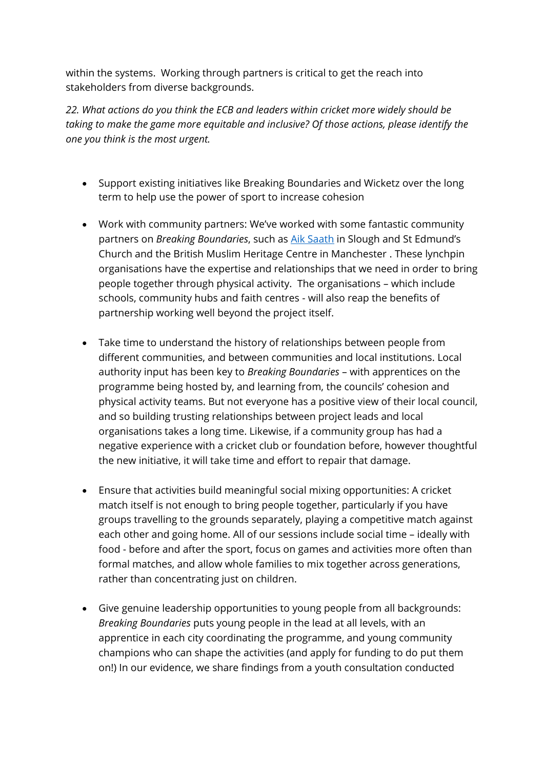within the systems.  Working through partners is critical to get the reach into stakeholders from diverse backgrounds.

*22. What actions do you think the ECB and leaders within cricket more widely should be taking to make the game more equitable and inclusive? Of those actions, please identify the one you think is the most urgent.*

- Support existing initiatives like Breaking Boundaries and Wicketz over the long term to help use the power of sport to increase cohesion

- Work with community partners: We've worked with some fantastic community partners on *Breaking Boundaries*, such as [Aik Saath](#) in Slough and St Edmund's Church and the British Muslim Heritage Centre in Manchester . These lynchpin organisations have the expertise and relationships that we need in order to bring people together through physical activity.  The organisations – which include schools, community hubs and faith centres - will also reap the benefits of partnership working well beyond the project itself.

- Take time to understand the history of relationships between people from different communities, and between communities and local institutions. Local authority input has been key to *Breaking Boundaries* – with apprentices on the programme being hosted by, and learning from, the councils' cohesion and physical activity teams. But not everyone has a positive view of their local council, and so building trusting relationships between project leads and local organisations takes a long time. Likewise, if a community group has had a negative experience with a cricket club or foundation before, however thoughtful the new initiative, it will take time and effort to repair that damage.

- Ensure that activities build meaningful social mixing opportunities: A cricket match itself is not enough to bring people together, particularly if you have groups travelling to the grounds separately, playing a competitive match against each other and going home. All of our sessions include social time – ideally with food - before and after the sport, focus on games and activities more often than formal matches, and allow whole families to mix together across generations, rather than concentrating just on children.

- Give genuine leadership opportunities to young people from all backgrounds: *Breaking Boundaries* puts young people in the lead at all levels, with an apprentice in each city coordinating the programme, and young community champions who can shape the activities (and apply for funding to do put them on!) In our evidence, we share findings from a youth consultation conducted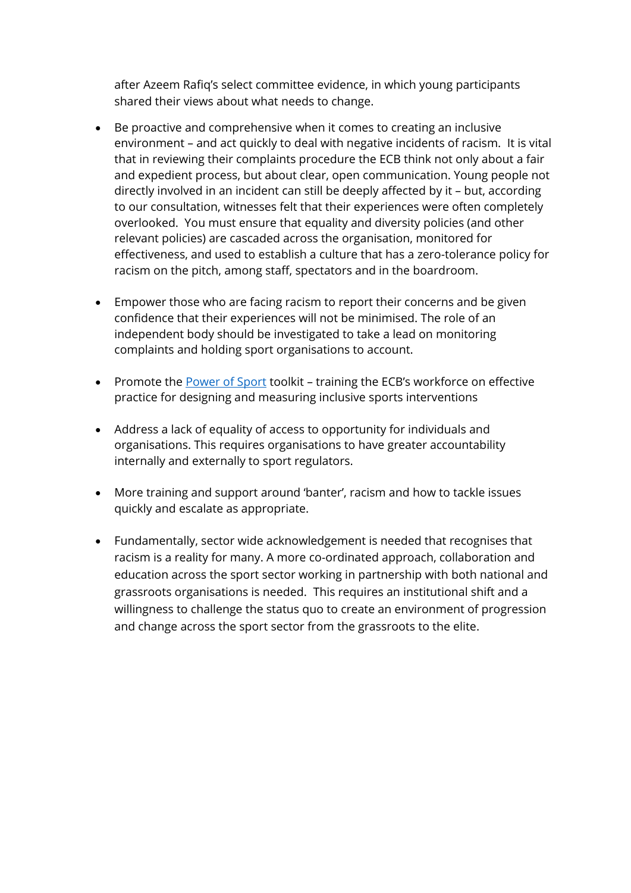after Azeem Rafiq's select committee evidence, in which young participants shared their views about what needs to change.

- Be proactive and comprehensive when it comes to creating an inclusive environment – and act quickly to deal with negative incidents of racism. It is vital that in reviewing their complaints procedure the ECB think not only about a fair and expedient process, but about clear, open communication. Young people not directly involved in an incident can still be deeply affected by it – but, according to our consultation, witnesses felt that their experiences were often completely overlooked. You must ensure that equality and diversity policies (and other relevant policies) are cascaded across the organisation, monitored for effectiveness, and used to establish a culture that has a zero-tolerance policy for racism on the pitch, among staff, spectators and in the boardroom.

- Empower those who are facing racism to report their concerns and be given confidence that their experiences will not be minimised. The role of an independent body should be investigated to take a lead on monitoring complaints and holding sport organisations to account.

- Promote the Power of Sport toolkit – training the ECB's workforce on effective practice for designing and measuring inclusive sports interventions

- Address a lack of equality of access to opportunity for individuals and organisations. This requires organisations to have greater accountability internally and externally to sport regulators.

- More training and support around 'banter', racism and how to tackle issues quickly and escalate as appropriate.

- Fundamentally, sector wide acknowledgement is needed that recognises that racism is a reality for many. A more co-ordinated approach, collaboration and education across the sport sector working in partnership with both national and grassroots organisations is needed. This requires an institutional shift and a willingness to challenge the status quo to create an environment of progression and change across the sport sector from the grassroots to the elite.